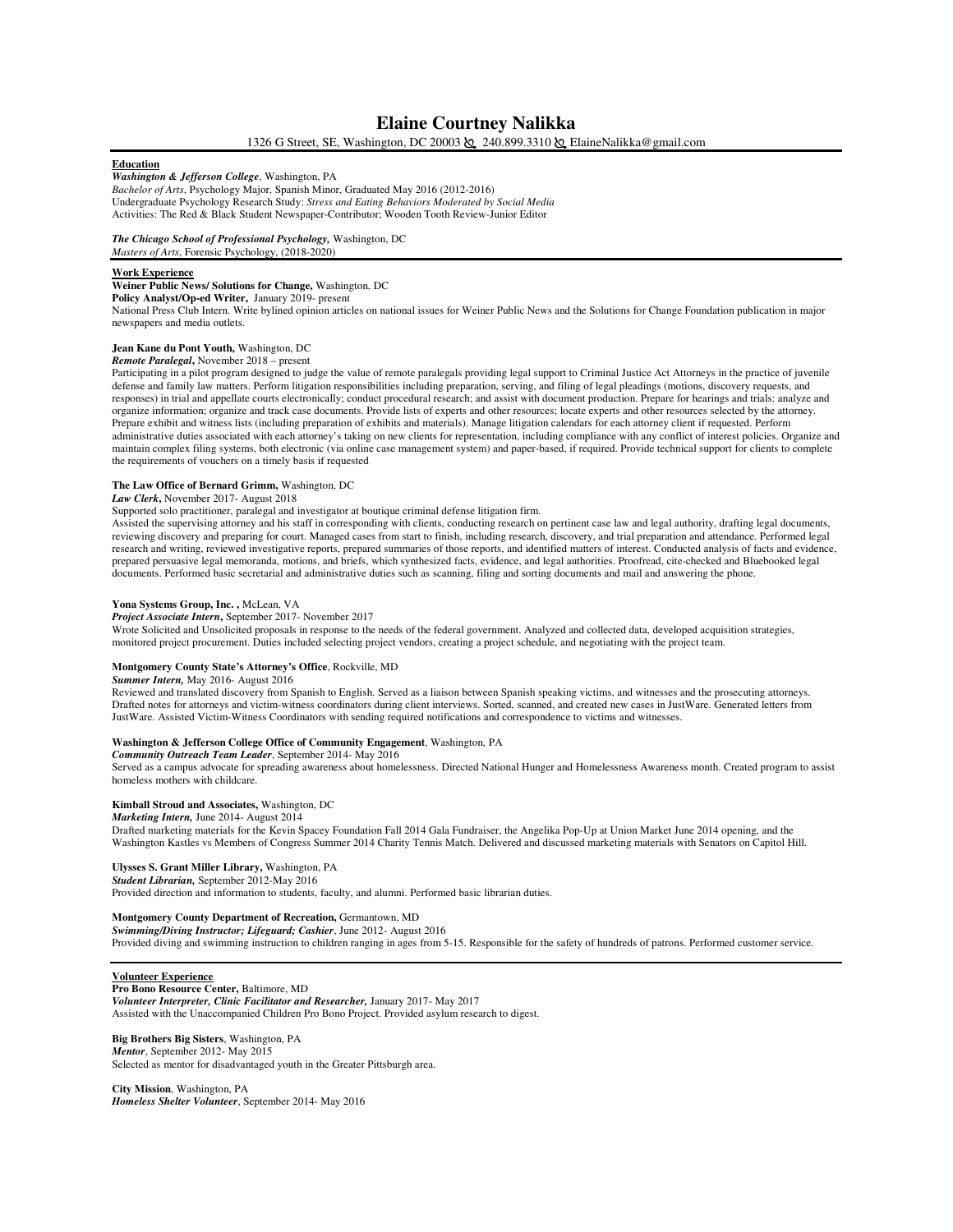# Elaine Courtney Nalikka

1326 G Street, SE, Washington, DC 20003 ✆ 240.899.3310 ✆ ElaineNalikka@gmail.com

## Education

***Washington & Jefferson College***, Washington, PA
*Bachelor of Arts*, Psychology Major, Spanish Minor, Graduated May 2016 (2012-2016)
Undergraduate Psychology Research Study: *Stress and Eating Behaviors Moderated by Social Media*
Activities: The Red & Black Student Newspaper-Contributor; Wooden Tooth Review-Junior Editor

***The Chicago School of Professional Psychology,*** Washington, DC
*Masters of Arts*, Forensic Psychology, (2018-2020)

## Work Experience

**Weiner Public News/ Solutions for Change,** Washington, DC
**Policy Analyst/Op-ed Writer,** January 2019- present
National Press Club Intern. Write bylined opinion articles on national issues for Weiner Public News and the Solutions for Change Foundation publication in major newspapers and media outlets.

**Jean Kane du Pont Youth,** Washington, DC
***Remote Paralegal***, November 2018 – present
Participating in a pilot program designed to judge the value of remote paralegals providing legal support to Criminal Justice Act Attorneys in the practice of juvenile defense and family law matters. Perform litigation responsibilities including preparation, serving, and filing of legal pleadings (motions, discovery requests, and responses) in trial and appellate courts electronically; conduct procedural research; and assist with document production. Prepare for hearings and trials: analyze and organize information; organize and track case documents. Provide lists of experts and other resources; locate experts and other resources selected by the attorney. Prepare exhibit and witness lists (including preparation of exhibits and materials). Manage litigation calendars for each attorney client if requested. Perform administrative duties associated with each attorney's taking on new clients for representation, including compliance with any conflict of interest policies. Organize and maintain complex filing systems, both electronic (via online case management system) and paper-based, if required. Provide technical support for clients to complete the requirements of vouchers on a timely basis if requested

**The Law Office of Bernard Grimm,** Washington, DC
***Law Clerk*,** November 2017- August 2018
Supported solo practitioner, paralegal and investigator at boutique criminal defense litigation firm.
Assisted the supervising attorney and his staff in corresponding with clients, conducting research on pertinent case law and legal authority, drafting legal documents, reviewing discovery and preparing for court. Managed cases from start to finish, including research, discovery, and trial preparation and attendance. Performed legal research and writing, reviewed investigative reports, prepared summaries of those reports, and identified matters of interest. Conducted analysis of facts and evidence, prepared persuasive legal memoranda, motions, and briefs, which synthesized facts, evidence, and legal authorities. Proofread, cite-checked and Bluebooked legal documents. Performed basic secretarial and administrative duties such as scanning, filing and sorting documents and mail and answering the phone.

**Yona Systems Group, Inc. ,** McLean, VA
***Project Associate Intern*,** September 2017- November 2017
Wrote Solicited and Unsolicited proposals in response to the needs of the federal government. Analyzed and collected data, developed acquisition strategies, monitored project procurement. Duties included selecting project vendors, creating a project schedule, and negotiating with the project team.

**Montgomery County State's Attorney's Office**, Rockville, MD
***Summer Intern,*** May 2016- August 2016
Reviewed and translated discovery from Spanish to English. Served as a liaison between Spanish speaking victims, and witnesses and the prosecuting attorneys. Drafted notes for attorneys and victim-witness coordinators during client interviews. Sorted, scanned, and created new cases in JustWare. Generated letters from JustWare. Assisted Victim-Witness Coordinators with sending required notifications and correspondence to victims and witnesses.

**Washington & Jefferson College Office of Community Engagement**, Washington, PA
***Community Outreach Team Leader***, September 2014- May 2016
Served as a campus advocate for spreading awareness about homelessness. Directed National Hunger and Homelessness Awareness month. Created program to assist homeless mothers with childcare.

**Kimball Stroud and Associates,** Washington, DC
***Marketing Intern,*** June 2014- August 2014
Drafted marketing materials for the Kevin Spacey Foundation Fall 2014 Gala Fundraiser, the Angelika Pop-Up at Union Market June 2014 opening, and the Washington Kastles vs Members of Congress Summer 2014 Charity Tennis Match. Delivered and discussed marketing materials with Senators on Capitol Hill.

**Ulysses S. Grant Miller Library,** Washington, PA
***Student Librarian,*** September 2012-May 2016
Provided direction and information to students, faculty, and alumni. Performed basic librarian duties.

**Montgomery County Department of Recreation,** Germantown, MD
***Swimming/Diving Instructor; Lifeguard; Cashier***, June 2012- August 2016
Provided diving and swimming instruction to children ranging in ages from 5-15. Responsible for the safety of hundreds of patrons. Performed customer service.

## Volunteer Experience

**Pro Bono Resource Center,** Baltimore, MD
***Volunteer Interpreter, Clinic Facilitator and Researcher,*** January 2017- May 2017
Assisted with the Unaccompanied Children Pro Bono Project. Provided asylum research to digest.

**Big Brothers Big Sisters**, Washington, PA
***Mentor***, September 2012- May 2015
Selected as mentor for disadvantaged youth in the Greater Pittsburgh area.

**City Mission**, Washington, PA
***Homeless Shelter Volunteer***, September 2014- May 2016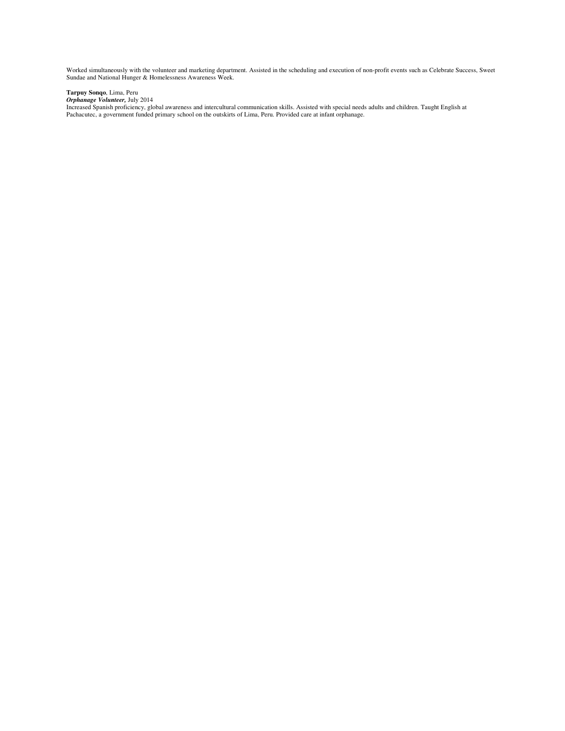Worked simultaneously with the volunteer and marketing department. Assisted in the scheduling and execution of non-profit events such as Celebrate Success, Sweet Sundae and National Hunger & Homelessness Awareness Week.

**Tarpuy Sonqo**, Lima, Peru
***Orphanage Volunteer,*** July 2014
Increased Spanish proficiency, global awareness and intercultural communication skills. Assisted with special needs adults and children. Taught English at Pachacutec, a government funded primary school on the outskirts of Lima, Peru. Provided care at infant orphanage.